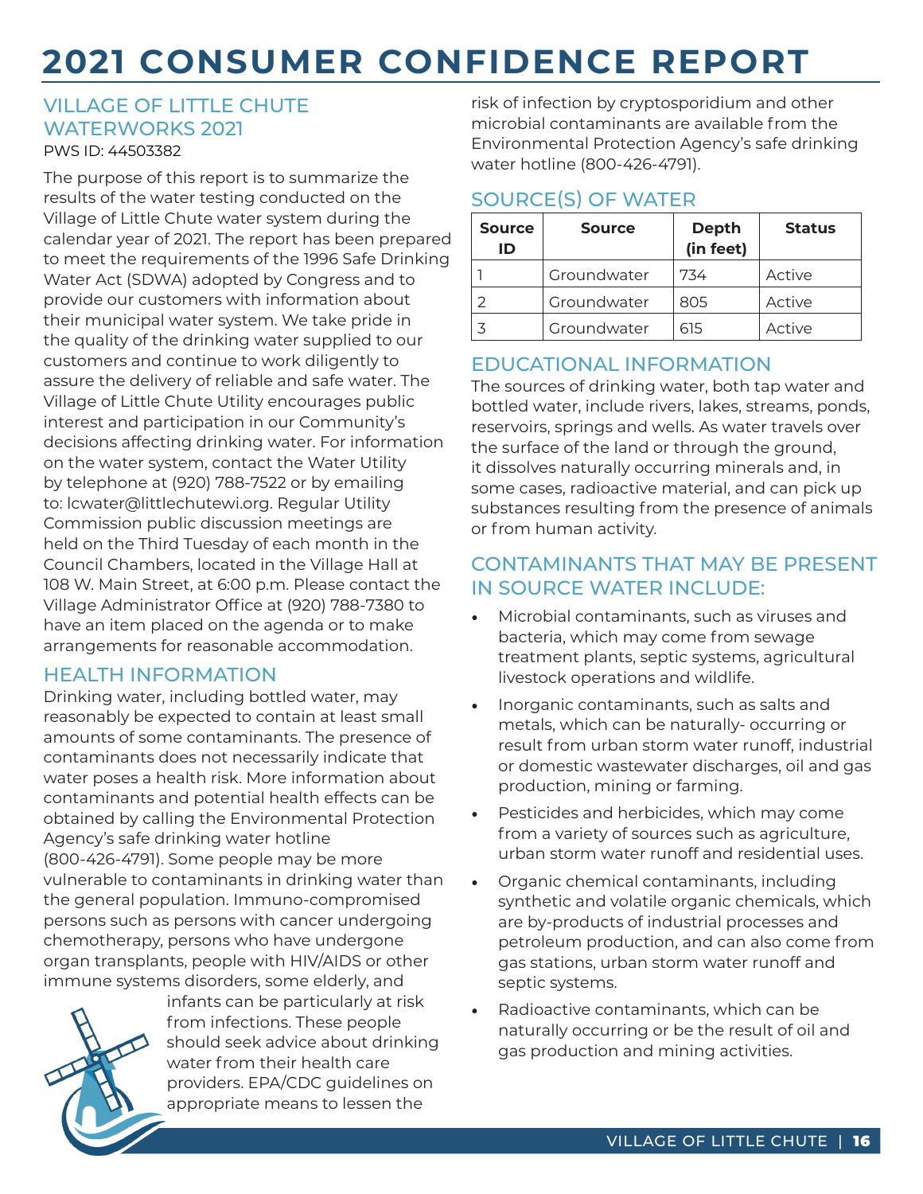# 2021 CONSUMER CONFIDENCE REPORT

## VILLAGE OF LITTLE CHUTE WATERWORKS 2021

PWS ID: 44503382

The purpose of this report is to summarize the results of the water testing conducted on the Village of Little Chute water system during the calendar year of 2021. The report has been prepared to meet the requirements of the 1996 Safe Drinking Water Act (SDWA) adopted by Congress and to provide our customers with information about their municipal water system. We take pride in the quality of the drinking water supplied to our customers and continue to work diligently to assure the delivery of reliable and safe water. The Village of Little Chute Utility encourages public interest and participation in our Community's decisions affecting drinking water. For information on the water system, contact the Water Utility by telephone at (920) 788-7522 or by emailing to: lcwater@littlechutewi.org. Regular Utility Commission public discussion meetings are held on the Third Tuesday of each month in the Council Chambers, located in the Village Hall at 108 W. Main Street, at 6:00 p.m. Please contact the Village Administrator Office at (920) 788-7380 to have an item placed on the agenda or to make arrangements for reasonable accommodation.

## HEALTH INFORMATION

Drinking water, including bottled water, may reasonably be expected to contain at least small amounts of some contaminants. The presence of contaminants does not necessarily indicate that water poses a health risk. More information about contaminants and potential health effects can be obtained by calling the Environmental Protection Agency's safe drinking water hotline (800-426-4791). Some people may be more vulnerable to contaminants in drinking water than the general population. Immuno-compromised persons such as persons with cancer undergoing chemotherapy, persons who have undergone organ transplants, people with HIV/AIDS or other immune systems disorders, some elderly, and infants can be particularly at risk from infections. These people should seek advice about drinking water from their health care providers. EPA/CDC guidelines on appropriate means to lessen the risk of infection by cryptosporidium and other microbial contaminants are available from the Environmental Protection Agency's safe drinking water hotline (800-426-4791).

## SOURCE(S) OF WATER

| Source ID | Source | Depth (in feet) | Status |
|---|---|---|---|
| 1 | Groundwater | 734 | Active |
| 2 | Groundwater | 805 | Active |
| 3 | Groundwater | 615 | Active |

## EDUCATIONAL INFORMATION

The sources of drinking water, both tap water and bottled water, include rivers, lakes, streams, ponds, reservoirs, springs and wells. As water travels over the surface of the land or through the ground, it dissolves naturally occurring minerals and, in some cases, radioactive material, and can pick up substances resulting from the presence of animals or from human activity.

## CONTAMINANTS THAT MAY BE PRESENT IN SOURCE WATER INCLUDE:

- Microbial contaminants, such as viruses and bacteria, which may come from sewage treatment plants, septic systems, agricultural livestock operations and wildlife.
- Inorganic contaminants, such as salts and metals, which can be naturally- occurring or result from urban storm water runoff, industrial or domestic wastewater discharges, oil and gas production, mining or farming.
- Pesticides and herbicides, which may come from a variety of sources such as agriculture, urban storm water runoff and residential uses.
- Organic chemical contaminants, including synthetic and volatile organic chemicals, which are by-products of industrial processes and petroleum production, and can also come from gas stations, urban storm water runoff and septic systems.
- Radioactive contaminants, which can be naturally occurring or be the result of oil and gas production and mining activities.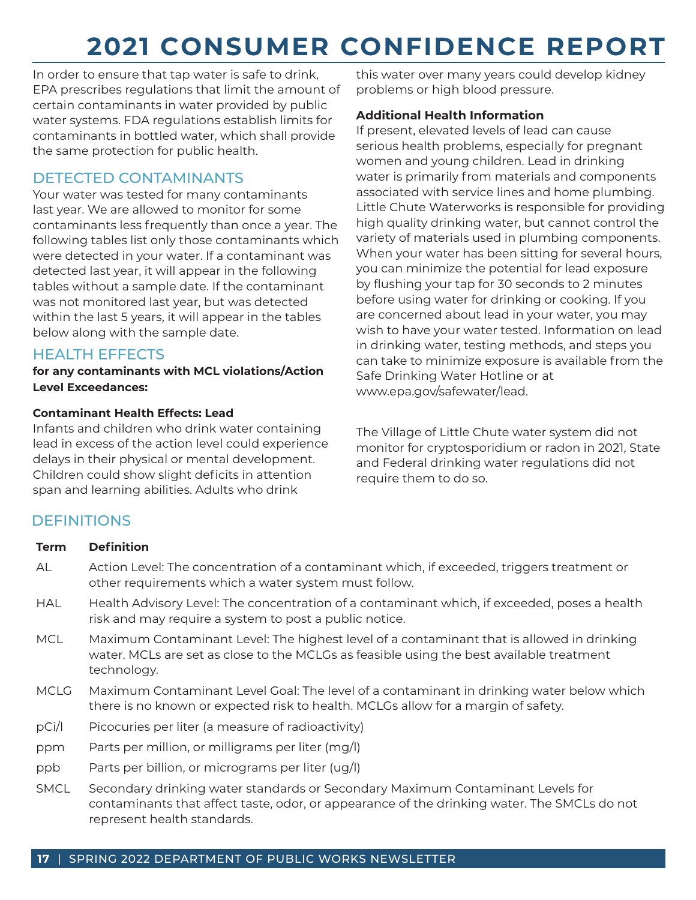# 2021 CONSUMER CONFIDENCE REPORT

In order to ensure that tap water is safe to drink, EPA prescribes regulations that limit the amount of certain contaminants in water provided by public water systems. FDA regulations establish limits for contaminants in bottled water, which shall provide the same protection for public health.

## DETECTED CONTAMINANTS

Your water was tested for many contaminants last year. We are allowed to monitor for some contaminants less frequently than once a year. The following tables list only those contaminants which were detected in your water. If a contaminant was detected last year, it will appear in the following tables without a sample date. If the contaminant was not monitored last year, but was detected within the last 5 years, it will appear in the tables below along with the sample date.

## HEALTH EFFECTS

**for any contaminants with MCL violations/Action Level Exceedances:**

**Contaminant Health Effects: Lead**

Infants and children who drink water containing lead in excess of the action level could experience delays in their physical or mental development. Children could show slight deficits in attention span and learning abilities. Adults who drink this water over many years could develop kidney problems or high blood pressure.

**Additional Health Information**

If present, elevated levels of lead can cause serious health problems, especially for pregnant women and young children. Lead in drinking water is primarily from materials and components associated with service lines and home plumbing. Little Chute Waterworks is responsible for providing high quality drinking water, but cannot control the variety of materials used in plumbing components. When your water has been sitting for several hours, you can minimize the potential for lead exposure by flushing your tap for 30 seconds to 2 minutes before using water for drinking or cooking. If you are concerned about lead in your water, you may wish to have your water tested. Information on lead in drinking water, testing methods, and steps you can take to minimize exposure is available from the Safe Drinking Water Hotline or at www.epa.gov/safewater/lead.

The Village of Little Chute water system did not monitor for cryptosporidium or radon in 2021, State and Federal drinking water regulations did not require them to do so.

## DEFINITIONS

| Term | Definition |
|---|---|
| AL | Action Level: The concentration of a contaminant which, if exceeded, triggers treatment or other requirements which a water system must follow. |
| HAL | Health Advisory Level: The concentration of a contaminant which, if exceeded, poses a health risk and may require a system to post a public notice. |
| MCL | Maximum Contaminant Level: The highest level of a contaminant that is allowed in drinking water. MCLs are set as close to the MCLGs as feasible using the best available treatment technology. |
| MCLG | Maximum Contaminant Level Goal: The level of a contaminant in drinking water below which there is no known or expected risk to health. MCLGs allow for a margin of safety. |
| pCi/l | Picocuries per liter (a measure of radioactivity) |
| ppm | Parts per million, or milligrams per liter (mg/l) |
| ppb | Parts per billion, or micrograms per liter (ug/l) |
| SMCL | Secondary drinking water standards or Secondary Maximum Contaminant Levels for contaminants that affect taste, odor, or appearance of the drinking water. The SMCLs do not represent health standards. |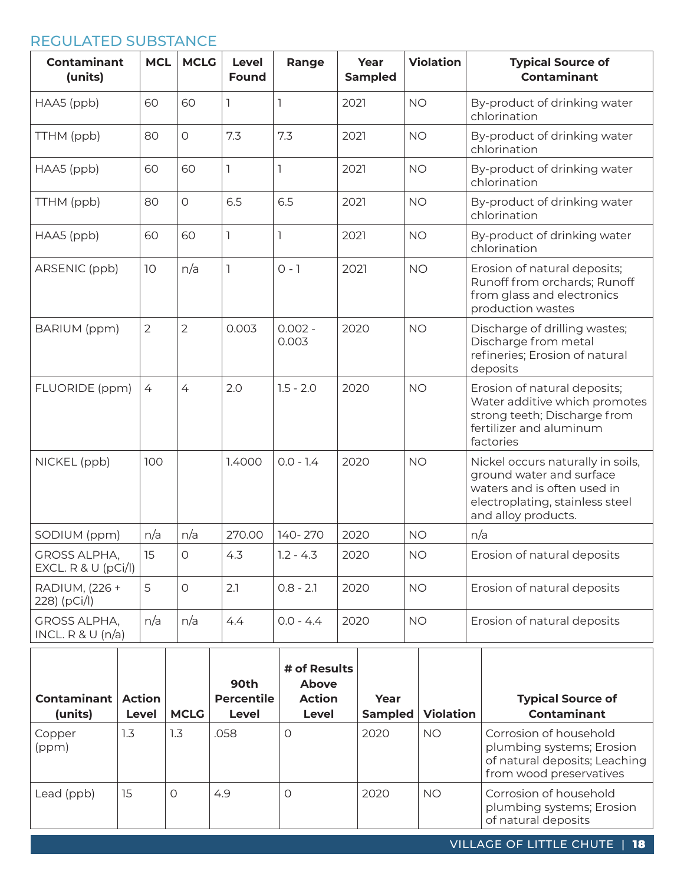## REGULATED SUBSTANCE

| Contaminant (units) | MCL | MCLG | Level Found | Range | Year Sampled | Violation | Typical Source of Contaminant |
|---|---|---|---|---|---|---|---|
| HAA5 (ppb) | 60 | 60 | 1 | 1 | 2021 | NO | By-product of drinking water chlorination |
| TTHM (ppb) | 80 | 0 | 7.3 | 7.3 | 2021 | NO | By-product of drinking water chlorination |
| HAA5 (ppb) | 60 | 60 | 1 | 1 | 2021 | NO | By-product of drinking water chlorination |
| TTHM (ppb) | 80 | 0 | 6.5 | 6.5 | 2021 | NO | By-product of drinking water chlorination |
| HAA5 (ppb) | 60 | 60 | 1 | 1 | 2021 | NO | By-product of drinking water chlorination |
| ARSENIC (ppb) | 10 | n/a | 1 | 0 - 1 | 2021 | NO | Erosion of natural deposits; Runoff from orchards; Runoff from glass and electronics production wastes |
| BARIUM (ppm) | 2 | 2 | 0.003 | 0.002 - 0.003 | 2020 | NO | Discharge of drilling wastes; Discharge from metal refineries; Erosion of natural deposits |
| FLUORIDE (ppm) | 4 | 4 | 2.0 | 1.5 - 2.0 | 2020 | NO | Erosion of natural deposits; Water additive which promotes strong teeth; Discharge from fertilizer and aluminum factories |
| NICKEL (ppb) | 100 | | 1.4000 | 0.0 - 1.4 | 2020 | NO | Nickel occurs naturally in soils, ground water and surface waters and is often used in electroplating, stainless steel and alloy products. |
| SODIUM (ppm) | n/a | n/a | 270.00 | 140- 270 | 2020 | NO | n/a |
| GROSS ALPHA, EXCL. R & U (pCi/l) | 15 | 0 | 4.3 | 1.2 - 4.3 | 2020 | NO | Erosion of natural deposits |
| RADIUM, (226 + 228) (pCi/l) | 5 | 0 | 2.1 | 0.8 - 2.1 | 2020 | NO | Erosion of natural deposits |
| GROSS ALPHA, INCL. R & U (n/a) | n/a | n/a | 4.4 | 0.0 - 4.4 | 2020 | NO | Erosion of natural deposits |

| Contaminant (units) | Action Level | MCLG | 90th Percentile Level | # of Results Above Action Level | Year Sampled | Violation | Typical Source of Contaminant |
|---|---|---|---|---|---|---|---|
| Copper (ppm) | 1.3 | 1.3 | .058 | 0 | 2020 | NO | Corrosion of household plumbing systems; Erosion of natural deposits; Leaching from wood preservatives |
| Lead (ppb) | 15 | 0 | 4.9 | 0 | 2020 | NO | Corrosion of household plumbing systems; Erosion of natural deposits |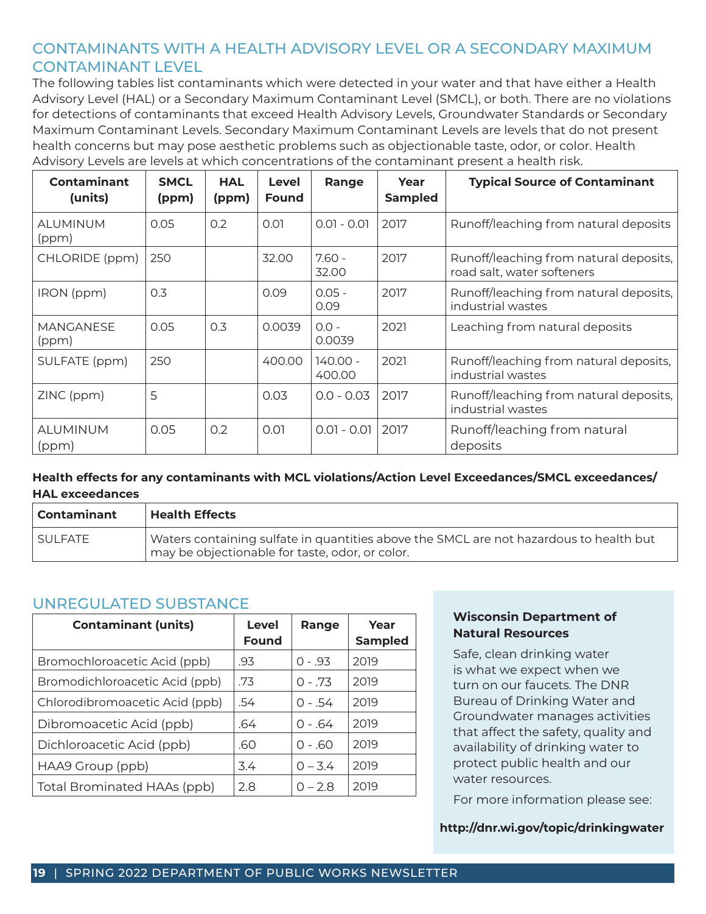## CONTAMINANTS WITH A HEALTH ADVISORY LEVEL OR A SECONDARY MAXIMUM CONTAMINANT LEVEL

The following tables list contaminants which were detected in your water and that have either a Health Advisory Level (HAL) or a Secondary Maximum Contaminant Level (SMCL), or both. There are no violations for detections of contaminants that exceed Health Advisory Levels, Groundwater Standards or Secondary Maximum Contaminant Levels. Secondary Maximum Contaminant Levels are levels that do not present health concerns but may pose aesthetic problems such as objectionable taste, odor, or color. Health Advisory Levels are levels at which concentrations of the contaminant present a health risk.

| Contaminant (units) | SMCL (ppm) | HAL (ppm) | Level Found | Range | Year Sampled | Typical Source of Contaminant |
|---|---|---|---|---|---|---|
| ALUMINUM (ppm) | 0.05 | 0.2 | 0.01 | 0.01 - 0.01 | 2017 | Runoff/leaching from natural deposits |
| CHLORIDE (ppm) | 250 | | 32.00 | 7.60 - 32.00 | 2017 | Runoff/leaching from natural deposits, road salt, water softeners |
| IRON (ppm) | 0.3 | | 0.09 | 0.05 - 0.09 | 2017 | Runoff/leaching from natural deposits, industrial wastes |
| MANGANESE (ppm) | 0.05 | 0.3 | 0.0039 | 0.0 - 0.0039 | 2021 | Leaching from natural deposits |
| SULFATE (ppm) | 250 | | 400.00 | 140.00 - 400.00 | 2021 | Runoff/leaching from natural deposits, industrial wastes |
| ZINC (ppm) | 5 | | 0.03 | 0.0 - 0.03 | 2017 | Runoff/leaching from natural deposits, industrial wastes |
| ALUMINUM (ppm) | 0.05 | 0.2 | 0.01 | 0.01 - 0.01 | 2017 | Runoff/leaching from natural deposits |

**Health effects for any contaminants with MCL violations/Action Level Exceedances/SMCL exceedances/ HAL exceedances**

| Contaminant | Health Effects |
|---|---|
| SULFATE | Waters containing sulfate in quantities above the SMCL are not hazardous to health but may be objectionable for taste, odor, or color. |

## UNREGULATED SUBSTANCE

| Contaminant (units) | Level Found | Range | Year Sampled |
|---|---|---|---|
| Bromochloroacetic Acid (ppb) | .93 | 0 - .93 | 2019 |
| Bromodichloroacetic Acid (ppb) | .73 | 0 - .73 | 2019 |
| Chlorodibromoacetic Acid (ppb) | .54 | 0 - .54 | 2019 |
| Dibromoacetic Acid (ppb) | .64 | 0 - .64 | 2019 |
| Dichloroacetic Acid (ppb) | .60 | 0 - .60 | 2019 |
| HAA9 Group (ppb) | 3.4 | 0 – 3.4 | 2019 |
| Total Brominated HAAs (ppb) | 2.8 | 0 – 2.8 | 2019 |

**Wisconsin Department of Natural Resources**

Safe, clean drinking water is what we expect when we turn on our faucets. The DNR Bureau of Drinking Water and Groundwater manages activities that affect the safety, quality and availability of drinking water to protect public health and our water resources.

For more information please see:

**http://dnr.wi.gov/topic/drinkingwater**